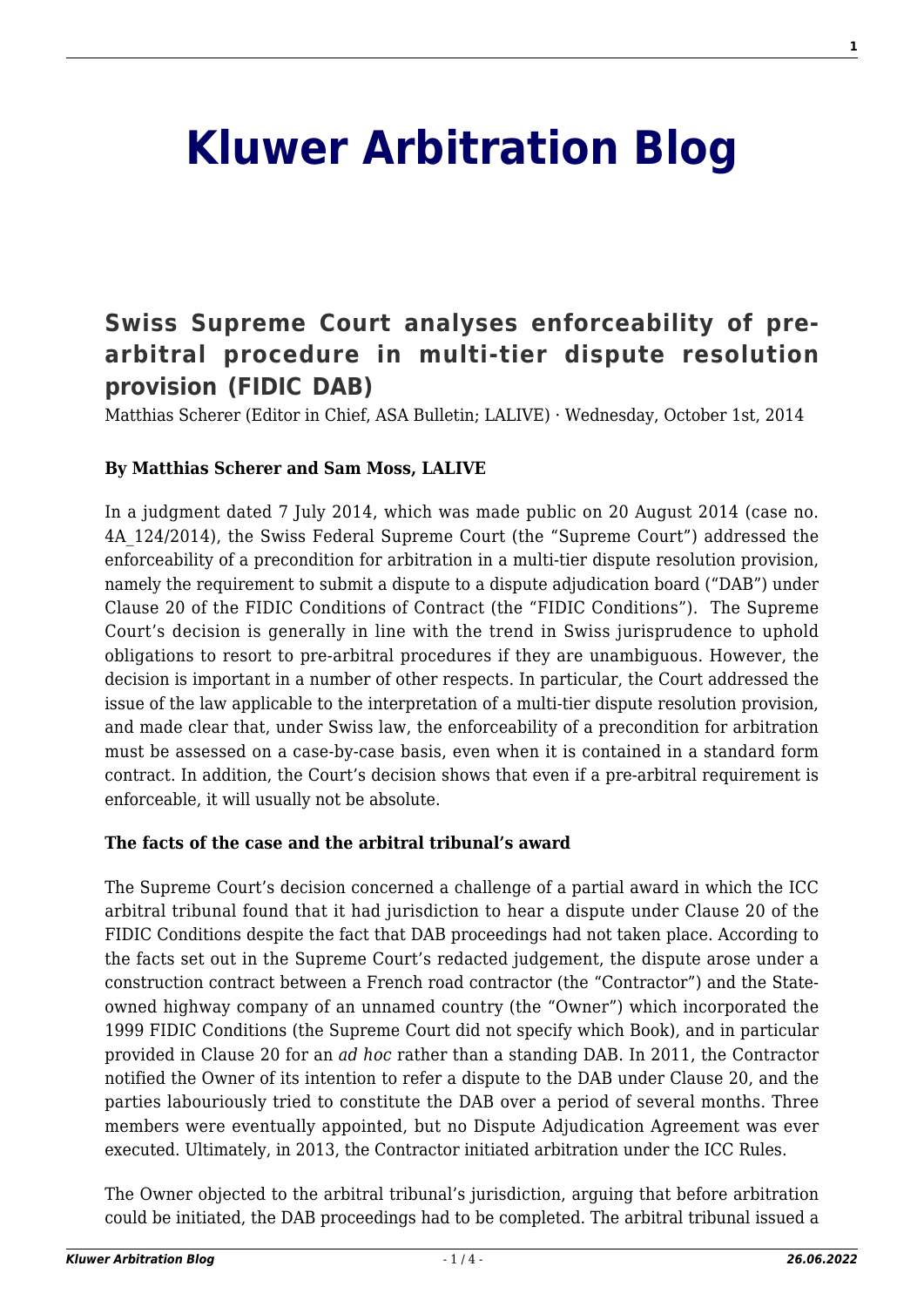# Kluwer Arbitration Blog

## Swiss Supreme Court analyses enforceability of pre-arbitral procedure in multi-tier dispute resolution provision (FIDIC DAB)

Matthias Scherer (Editor in Chief, ASA Bulletin; LALIVE) · Wednesday, October 1st, 2014

**By Matthias Scherer and Sam Moss, LALIVE**

In a judgment dated 7 July 2014, which was made public on 20 August 2014 (case no. 4A_124/2014), the Swiss Federal Supreme Court (the "Supreme Court") addressed the enforceability of a precondition for arbitration in a multi-tier dispute resolution provision, namely the requirement to submit a dispute to a dispute adjudication board ("DAB") under Clause 20 of the FIDIC Conditions of Contract (the "FIDIC Conditions"). The Supreme Court's decision is generally in line with the trend in Swiss jurisprudence to uphold obligations to resort to pre-arbitral procedures if they are unambiguous. However, the decision is important in a number of other respects. In particular, the Court addressed the issue of the law applicable to the interpretation of a multi-tier dispute resolution provision, and made clear that, under Swiss law, the enforceability of a precondition for arbitration must be assessed on a case-by-case basis, even when it is contained in a standard form contract. In addition, the Court's decision shows that even if a pre-arbitral requirement is enforceable, it will usually not be absolute.

**The facts of the case and the arbitral tribunal's award**

The Supreme Court's decision concerned a challenge of a partial award in which the ICC arbitral tribunal found that it had jurisdiction to hear a dispute under Clause 20 of the FIDIC Conditions despite the fact that DAB proceedings had not taken place. According to the facts set out in the Supreme Court's redacted judgement, the dispute arose under a construction contract between a French road contractor (the "Contractor") and the State-owned highway company of an unnamed country (the "Owner") which incorporated the 1999 FIDIC Conditions (the Supreme Court did not specify which Book), and in particular provided in Clause 20 for an *ad hoc* rather than a standing DAB. In 2011, the Contractor notified the Owner of its intention to refer a dispute to the DAB under Clause 20, and the parties labouriously tried to constitute the DAB over a period of several months. Three members were eventually appointed, but no Dispute Adjudication Agreement was ever executed. Ultimately, in 2013, the Contractor initiated arbitration under the ICC Rules.

The Owner objected to the arbitral tribunal's jurisdiction, arguing that before arbitration could be initiated, the DAB proceedings had to be completed. The arbitral tribunal issued a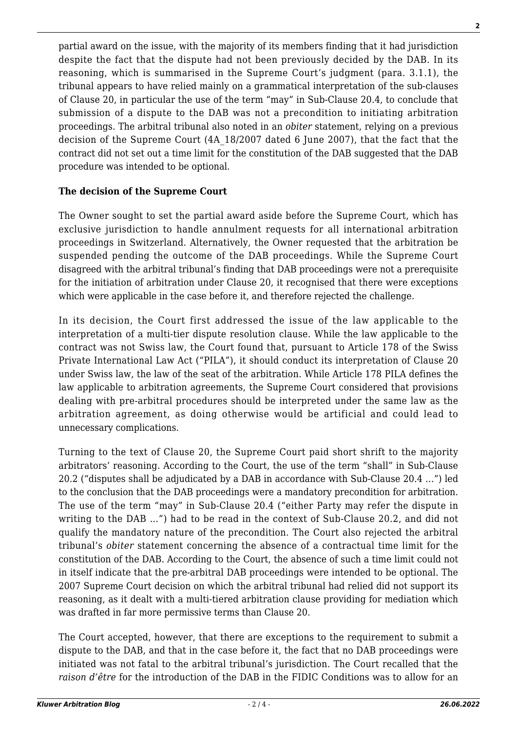partial award on the issue, with the majority of its members finding that it had jurisdiction despite the fact that the dispute had not been previously decided by the DAB. In its reasoning, which is summarised in the Supreme Court's judgment (para. 3.1.1), the tribunal appears to have relied mainly on a grammatical interpretation of the sub-clauses of Clause 20, in particular the use of the term "may" in Sub-Clause 20.4, to conclude that submission of a dispute to the DAB was not a precondition to initiating arbitration proceedings. The arbitral tribunal also noted in an *obiter* statement, relying on a previous decision of the Supreme Court (4A_18/2007 dated 6 June 2007), that the fact that the contract did not set out a time limit for the constitution of the DAB suggested that the DAB procedure was intended to be optional.

**The decision of the Supreme Court**

The Owner sought to set the partial award aside before the Supreme Court, which has exclusive jurisdiction to handle annulment requests for all international arbitration proceedings in Switzerland. Alternatively, the Owner requested that the arbitration be suspended pending the outcome of the DAB proceedings. While the Supreme Court disagreed with the arbitral tribunal's finding that DAB proceedings were not a prerequisite for the initiation of arbitration under Clause 20, it recognised that there were exceptions which were applicable in the case before it, and therefore rejected the challenge.

In its decision, the Court first addressed the issue of the law applicable to the interpretation of a multi-tier dispute resolution clause. While the law applicable to the contract was not Swiss law, the Court found that, pursuant to Article 178 of the Swiss Private International Law Act ("PILA"), it should conduct its interpretation of Clause 20 under Swiss law, the law of the seat of the arbitration. While Article 178 PILA defines the law applicable to arbitration agreements, the Supreme Court considered that provisions dealing with pre-arbitral procedures should be interpreted under the same law as the arbitration agreement, as doing otherwise would be artificial and could lead to unnecessary complications.

Turning to the text of Clause 20, the Supreme Court paid short shrift to the majority arbitrators' reasoning. According to the Court, the use of the term "shall" in Sub-Clause 20.2 ("disputes shall be adjudicated by a DAB in accordance with Sub-Clause 20.4 …") led to the conclusion that the DAB proceedings were a mandatory precondition for arbitration. The use of the term "may" in Sub-Clause 20.4 ("either Party may refer the dispute in writing to the DAB …") had to be read in the context of Sub-Clause 20.2, and did not qualify the mandatory nature of the precondition. The Court also rejected the arbitral tribunal's *obiter* statement concerning the absence of a contractual time limit for the constitution of the DAB. According to the Court, the absence of such a time limit could not in itself indicate that the pre-arbitral DAB proceedings were intended to be optional. The 2007 Supreme Court decision on which the arbitral tribunal had relied did not support its reasoning, as it dealt with a multi-tiered arbitration clause providing for mediation which was drafted in far more permissive terms than Clause 20.

The Court accepted, however, that there are exceptions to the requirement to submit a dispute to the DAB, and that in the case before it, the fact that no DAB proceedings were initiated was not fatal to the arbitral tribunal's jurisdiction. The Court recalled that the *raison d'être* for the introduction of the DAB in the FIDIC Conditions was to allow for an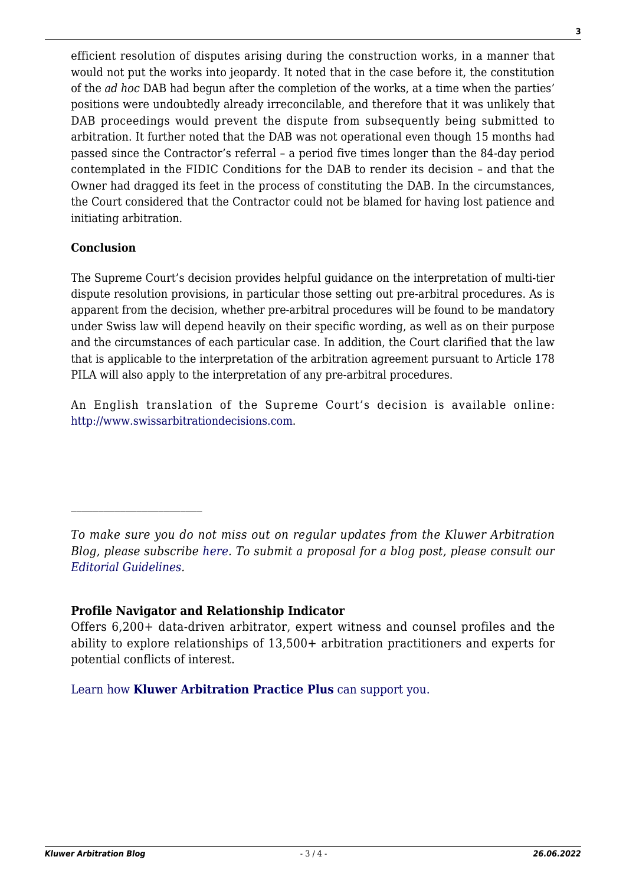efficient resolution of disputes arising during the construction works, in a manner that would not put the works into jeopardy. It noted that in the case before it, the constitution of the *ad hoc* DAB had begun after the completion of the works, at a time when the parties' positions were undoubtedly already irreconcilable, and therefore that it was unlikely that DAB proceedings would prevent the dispute from subsequently being submitted to arbitration. It further noted that the DAB was not operational even though 15 months had passed since the Contractor's referral – a period five times longer than the 84-day period contemplated in the FIDIC Conditions for the DAB to render its decision – and that the Owner had dragged its feet in the process of constituting the DAB. In the circumstances, the Court considered that the Contractor could not be blamed for having lost patience and initiating arbitration.

**Conclusion**

The Supreme Court's decision provides helpful guidance on the interpretation of multi-tier dispute resolution provisions, in particular those setting out pre-arbitral procedures. As is apparent from the decision, whether pre-arbitral procedures will be found to be mandatory under Swiss law will depend heavily on their specific wording, as well as on their purpose and the circumstances of each particular case. In addition, the Court clarified that the law that is applicable to the interpretation of the arbitration agreement pursuant to Article 178 PILA will also apply to the interpretation of any pre-arbitral procedures.

An English translation of the Supreme Court's decision is available online: http://www.swissarbitrationdecisions.com.

---

*To make sure you do not miss out on regular updates from the Kluwer Arbitration Blog, please subscribe here. To submit a proposal for a blog post, please consult our Editorial Guidelines.*

**Profile Navigator and Relationship Indicator**

Offers 6,200+ data-driven arbitrator, expert witness and counsel profiles and the ability to explore relationships of 13,500+ arbitration practitioners and experts for potential conflicts of interest.

Learn how **Kluwer Arbitration Practice Plus** can support you.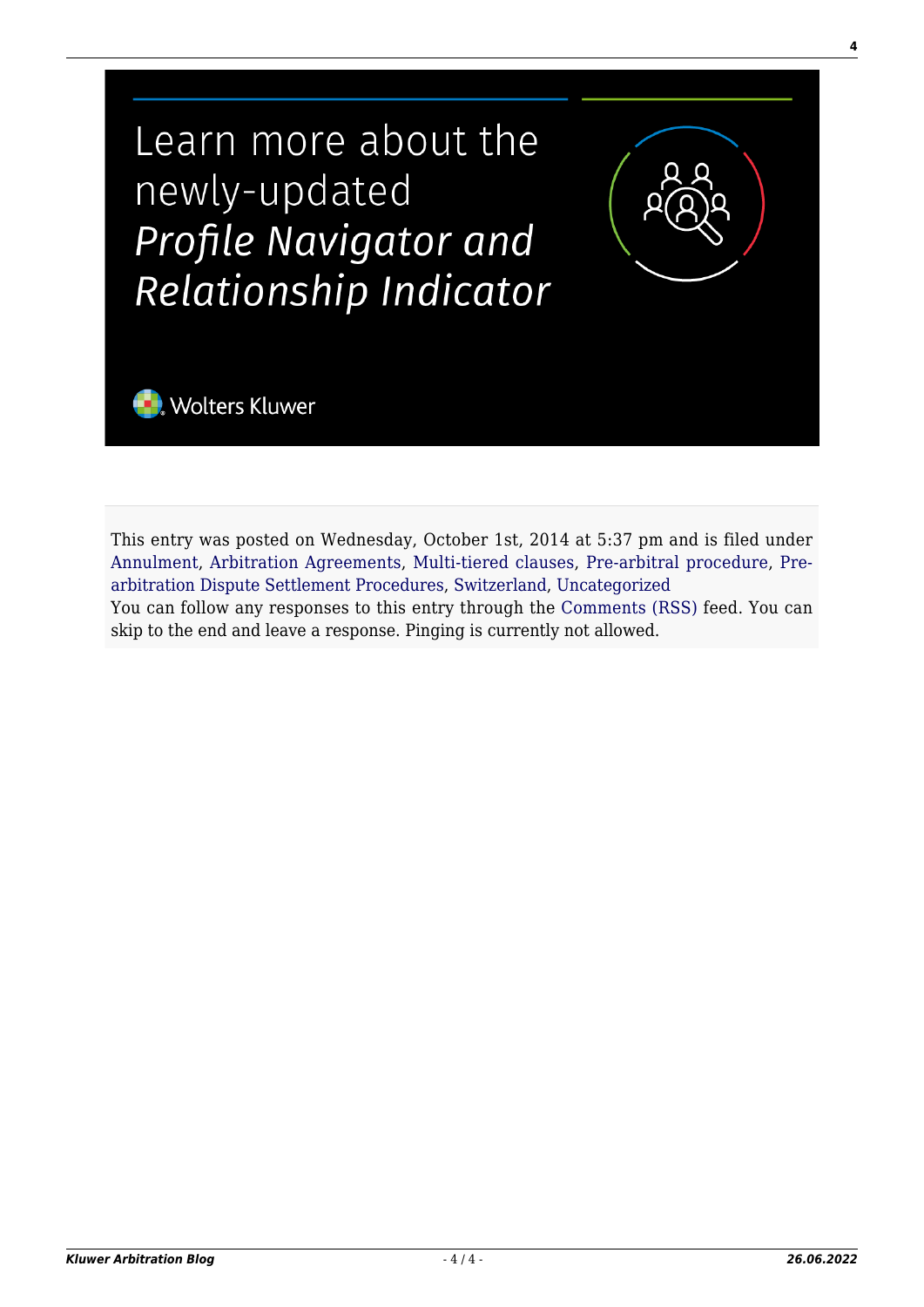Learn more about the newly-updated *Profile Navigator and Relationship Indicator*

Wolters Kluwer

This entry was posted on Wednesday, October 1st, 2014 at 5:37 pm and is filed under Annulment, Arbitration Agreements, Multi-tiered clauses, Pre-arbitral procedure, Pre-arbitration Dispute Settlement Procedures, Switzerland, Uncategorized
You can follow any responses to this entry through the Comments (RSS) feed. You can skip to the end and leave a response. Pinging is currently not allowed.